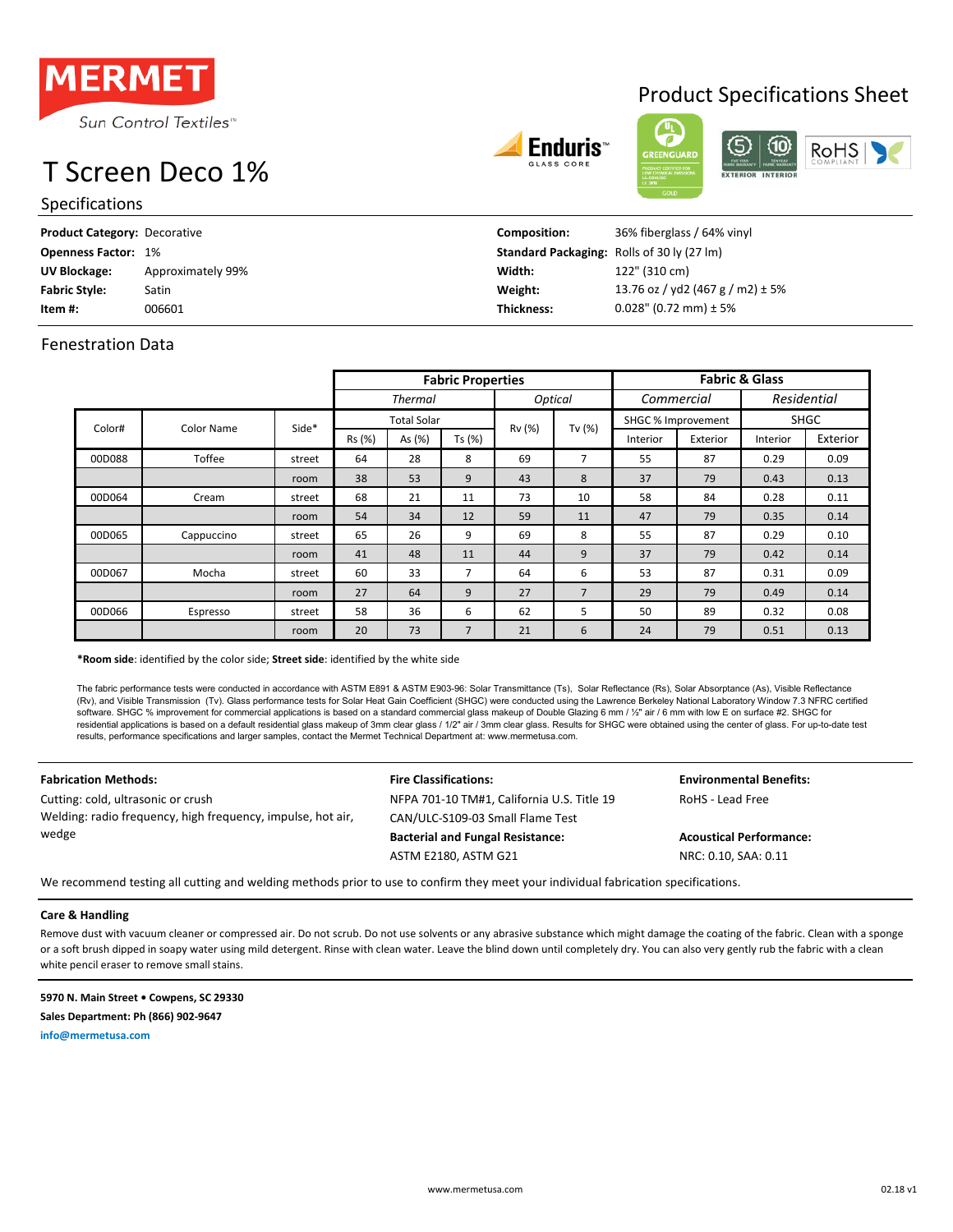MERMET

Sun Control Textiles™

# Product Specifications Sheet

# T Screen Deco 1%

## Specifications

**Product Category:** Decorative
**Openness Factor:** 1%
**UV Blockage:** Approximately 99%
**Fabric Style:** Satin
**Item #:** 006601

**Composition:** 36% fiberglass / 64% vinyl
**Standard Packaging:** Rolls of 30 ly (27 lm)
**Width:** 122" (310 cm)
**Weight:** 13.76 oz / yd2 (467 g / m2) ± 5%
**Thickness:** 0.028" (0.72 mm) ± 5%

## Fenestration Data

| | | | Fabric Properties | | | | | Fabric & Glass | | | |
|---|---|---|---|---|---|---|---|---|---|---|---|
| | | | *Thermal* | | | *Optical* | | *Commercial* | | *Residential* | |
| Color# | Color Name | Side* | Total Solar | | | Rv (%) | Tv (%) | SHGC % Improvement | | SHGC | |
| | | | Rs (%) | As (%) | Ts (%) | | | Interior | Exterior | Interior | Exterior |
| 00D088 | Toffee | street | 64 | 28 | 8 | 69 | 7 | 55 | 87 | 0.29 | 0.09 |
| | | room | 38 | 53 | 9 | 43 | 8 | 37 | 79 | 0.43 | 0.13 |
| 00D064 | Cream | street | 68 | 21 | 11 | 73 | 10 | 58 | 84 | 0.28 | 0.11 |
| | | room | 54 | 34 | 12 | 59 | 11 | 47 | 79 | 0.35 | 0.14 |
| 00D065 | Cappuccino | street | 65 | 26 | 9 | 69 | 8 | 55 | 87 | 0.29 | 0.10 |
| | | room | 41 | 48 | 11 | 44 | 9 | 37 | 79 | 0.42 | 0.14 |
| 00D067 | Mocha | street | 60 | 33 | 7 | 64 | 6 | 53 | 87 | 0.31 | 0.09 |
| | | room | 27 | 64 | 9 | 27 | 7 | 29 | 79 | 0.49 | 0.14 |
| 00D066 | Espresso | street | 58 | 36 | 6 | 62 | 5 | 50 | 89 | 0.32 | 0.08 |
| | | room | 20 | 73 | 7 | 21 | 6 | 24 | 79 | 0.51 | 0.13 |

***Room side**: identified by the color side; **Street side**: identified by the white side

The fabric performance tests were conducted in accordance with ASTM E891 & ASTM E903-96: Solar Transmittance (Ts), Solar Reflectance (Rs), Solar Absorptance (As), Visible Reflectance (Rv), and Visible Transmission (Tv). Glass performance tests for Solar Heat Gain Coefficient (SHGC) were conducted using the Lawrence Berkeley National Laboratory Window 7.3 NFRC certified software. SHGC % improvement for commercial applications is based on a standard commercial glass makeup of Double Glazing 6 mm / ½" air / 6 mm with low E on surface #2. SHGC for residential applications is based on a default residential glass makeup of 3mm clear glass / 1/2" air / 3mm clear glass. Results for SHGC were obtained using the center of glass. For up-to-date test results, performance specifications and larger samples, contact the Mermet Technical Department at: www.mermetusa.com.

**Fabrication Methods:**
Cutting: cold, ultrasonic or crush
Welding: radio frequency, high frequency, impulse, hot air, wedge

**Fire Classifications:**
NFPA 701-10 TM#1, California U.S. Title 19
CAN/ULC-S109-03 Small Flame Test

**Bacterial and Fungal Resistance:**
ASTM E2180, ASTM G21

**Environmental Benefits:**
RoHS - Lead Free

**Acoustical Performance:**
NRC: 0.10, SAA: 0.11

We recommend testing all cutting and welding methods prior to use to confirm they meet your individual fabrication specifications.

**Care & Handling**

Remove dust with vacuum cleaner or compressed air. Do not scrub. Do not use solvents or any abrasive substance which might damage the coating of the fabric. Clean with a sponge or a soft brush dipped in soapy water using mild detergent. Rinse with clean water. Leave the blind down until completely dry. You can also very gently rub the fabric with a clean white pencil eraser to remove small stains.

**5970 N. Main Street • Cowpens, SC 29330**
**Sales Department: Ph (866) 902-9647**
**info@mermetusa.com**

www.mermetusa.com

02.18 v1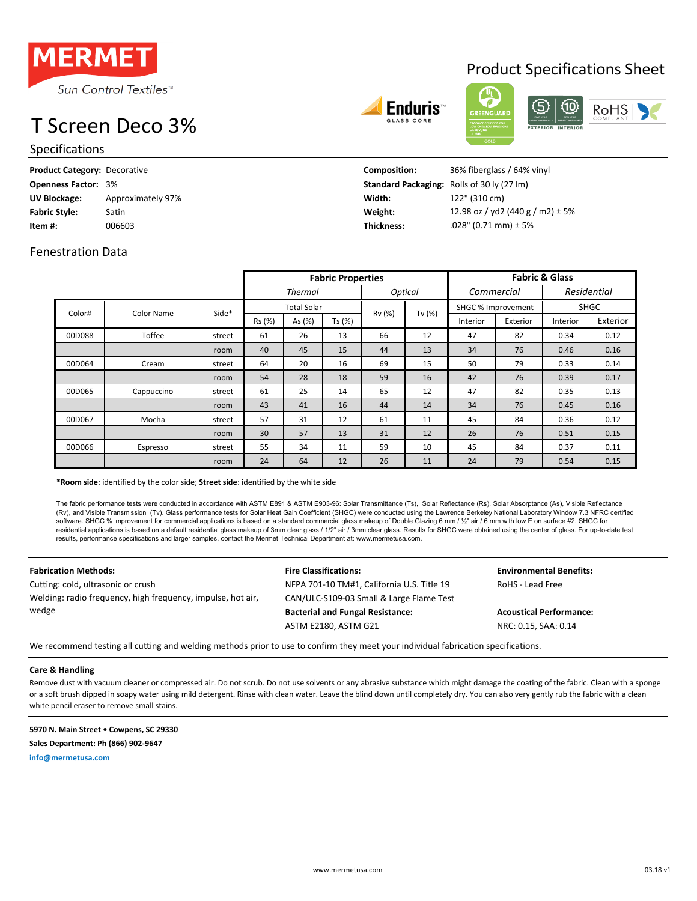MERMET

Sun Control Textiles™

# T Screen Deco 3%

## Product Specifications Sheet

### Specifications

| | | | |
|---|---|---|---|
| **Product Category:** | Decorative | **Composition:** | 36% fiberglass / 64% vinyl |
| **Openness Factor:** | 3% | **Standard Packaging:** | Rolls of 30 ly (27 lm) |
| **UV Blockage:** | Approximately 97% | **Width:** | 122" (310 cm) |
| **Fabric Style:** | Satin | **Weight:** | 12.98 oz / yd2 (440 g / m2) ± 5% |
| **Item #:** | 006603 | **Thickness:** | .028" (0.71 mm) ± 5% |

### Fenestration Data

| | | | Fabric Properties | | | | | Fabric & Glass | | | |
|---|---|---|---|---|---|---|---|---|---|---|---|
| | | | *Thermal* | | | *Optical* | | *Commercial* | | *Residential* | |
| Color# | Color Name | Side* | Total Solar | | | Rv (%) | Tv (%) | SHGC % Improvement | | SHGC | |
| | | | Rs (%) | As (%) | Ts (%) | | | Interior | Exterior | Interior | Exterior |
| 00D088 | Toffee | street | 61 | 26 | 13 | 66 | 12 | 47 | 82 | 0.34 | 0.12 |
| | | room | 40 | 45 | 15 | 44 | 13 | 34 | 76 | 0.46 | 0.16 |
| 00D064 | Cream | street | 64 | 20 | 16 | 69 | 15 | 50 | 79 | 0.33 | 0.14 |
| | | room | 54 | 28 | 18 | 59 | 16 | 42 | 76 | 0.39 | 0.17 |
| 00D065 | Cappuccino | street | 61 | 25 | 14 | 65 | 12 | 47 | 82 | 0.35 | 0.13 |
| | | room | 43 | 41 | 16 | 44 | 14 | 34 | 76 | 0.45 | 0.16 |
| 00D067 | Mocha | street | 57 | 31 | 12 | 61 | 11 | 45 | 84 | 0.36 | 0.12 |
| | | room | 30 | 57 | 13 | 31 | 12 | 26 | 76 | 0.51 | 0.15 |
| 00D066 | Espresso | street | 55 | 34 | 11 | 59 | 10 | 45 | 84 | 0.37 | 0.11 |
| | | room | 24 | 64 | 12 | 26 | 11 | 24 | 79 | 0.54 | 0.15 |

***Room side**: identified by the color side; **Street side**: identified by the white side

The fabric performance tests were conducted in accordance with ASTM E891 & ASTM E903-96: Solar Transmittance (Ts), Solar Reflectance (Rs), Solar Absorptance (As), Visible Reflectance (Rv), and Visible Transmission (Tv). Glass performance tests for Solar Heat Gain Coefficient (SHGC) were conducted using the Lawrence Berkeley National Laboratory Window 7.3 NFRC certified software. SHGC % improvement for commercial applications is based on a standard commercial glass makeup of Double Glazing 6 mm / ½" air / 6 mm with low E on surface #2. SHGC for residential applications is based on a default residential glass makeup of 3mm clear glass / 1/2" air / 3mm clear glass. Results for SHGC were obtained using the center of glass. For up-to-date test results, performance specifications and larger samples, contact the Mermet Technical Department at: www.mermetusa.com.

**Fabrication Methods:**

Cutting: cold, ultrasonic or crush

Welding: radio frequency, high frequency, impulse, hot air, wedge

**Fire Classifications:**

NFPA 701-10 TM#1, California U.S. Title 19

CAN/ULC-S109-03 Small & Large Flame Test

**Bacterial and Fungal Resistance:**

ASTM E2180, ASTM G21

**Environmental Benefits:**

RoHS - Lead Free

**Acoustical Performance:**

NRC: 0.15, SAA: 0.14

We recommend testing all cutting and welding methods prior to use to confirm they meet your individual fabrication specifications.

**Care & Handling**

Remove dust with vacuum cleaner or compressed air. Do not scrub. Do not use solvents or any abrasive substance which might damage the coating of the fabric. Clean with a sponge or a soft brush dipped in soapy water using mild detergent. Rinse with clean water. Leave the blind down until completely dry. You can also very gently rub the fabric with a clean white pencil eraser to remove small stains.

**5970 N. Main Street • Cowpens, SC 29330**

**Sales Department: Ph (866) 902-9647**

**info@mermetusa.com**

www.mermetusa.com

03.18 v1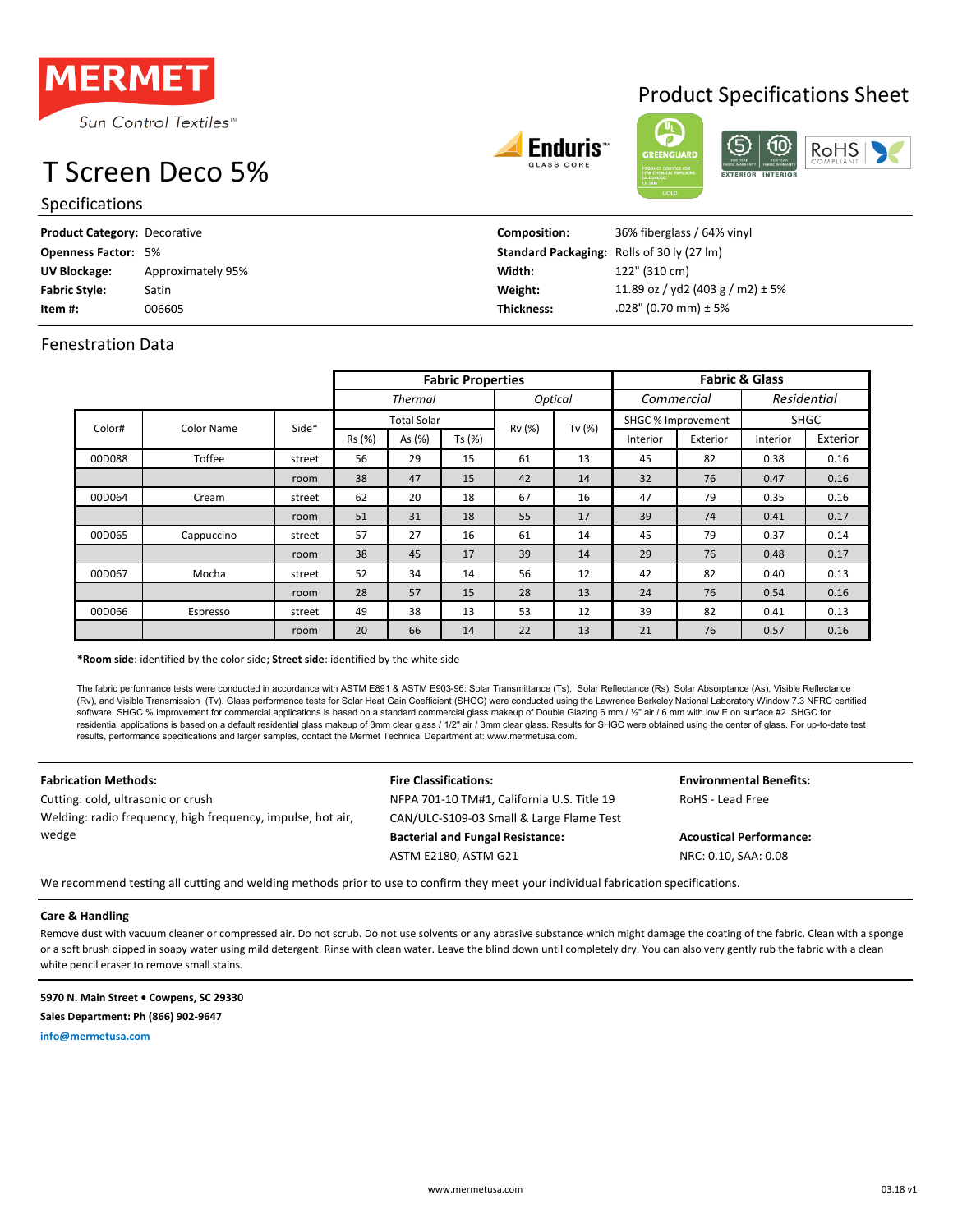MERMET

Sun Control Textiles™

# T Screen Deco 5%

## Product Specifications Sheet

Enduris™ GLASS CORE

## Specifications

**Product Category:** Decorative
**Openness Factor:** 5%
**UV Blockage:** Approximately 95%
**Fabric Style:** Satin
**Item #:** 006605

**Composition:** 36% fiberglass / 64% vinyl
**Standard Packaging:** Rolls of 30 ly (27 lm)
**Width:** 122" (310 cm)
**Weight:** 11.89 oz / yd2 (403 g / m2) ± 5%
**Thickness:** .028" (0.70 mm) ± 5%

## Fenestration Data

| | | | Fabric Properties | | | | | Fabric & Glass | | | |
|---|---|---|---|---|---|---|---|---|---|---|---|
| | | | *Thermal* | | | *Optical* | | *Commercial* | | *Residential* | |
| | | | Total Solar | | | | | SHGC % Improvement | | SHGC | |
| Color# | Color Name | Side* | Rs (%) | As (%) | Ts (%) | Rv (%) | Tv (%) | Interior | Exterior | Interior | Exterior |
| 00D088 | Toffee | street | 56 | 29 | 15 | 61 | 13 | 45 | 82 | 0.38 | 0.16 |
| | | room | 38 | 47 | 15 | 42 | 14 | 32 | 76 | 0.47 | 0.16 |
| 00D064 | Cream | street | 62 | 20 | 18 | 67 | 16 | 47 | 79 | 0.35 | 0.16 |
| | | room | 51 | 31 | 18 | 55 | 17 | 39 | 74 | 0.41 | 0.17 |
| 00D065 | Cappuccino | street | 57 | 27 | 16 | 61 | 14 | 45 | 79 | 0.37 | 0.14 |
| | | room | 38 | 45 | 17 | 39 | 14 | 29 | 76 | 0.48 | 0.17 |
| 00D067 | Mocha | street | 52 | 34 | 14 | 56 | 12 | 42 | 82 | 0.40 | 0.13 |
| | | room | 28 | 57 | 15 | 28 | 13 | 24 | 76 | 0.54 | 0.16 |
| 00D066 | Espresso | street | 49 | 38 | 13 | 53 | 12 | 39 | 82 | 0.41 | 0.13 |
| | | room | 20 | 66 | 14 | 22 | 13 | 21 | 76 | 0.57 | 0.16 |

***Room side**: identified by the color side; **Street side**: identified by the white side

The fabric performance tests were conducted in accordance with ASTM E891 & ASTM E903-96: Solar Transmittance (Ts), Solar Reflectance (Rs), Solar Absorptance (As), Visible Reflectance (Rv), and Visible Transmission (Tv). Glass performance tests for Solar Heat Gain Coefficient (SHGC) were conducted using the Lawrence Berkeley National Laboratory Window 7.3 NFRC certified software. SHGC % improvement for commercial applications is based on a standard commercial glass makeup of Double Glazing 6 mm / ½" air / 6 mm with low E on surface #2. SHGC for residential applications is based on a default residential glass makeup of 3mm clear glass / 1/2" air / 3mm clear glass. Results for SHGC were obtained using the center of glass. For up-to-date test results, performance specifications and larger samples, contact the Mermet Technical Department at: www.mermetusa.com.

**Fabrication Methods:**
Cutting: cold, ultrasonic or crush
Welding: radio frequency, high frequency, impulse, hot air, wedge

**Fire Classifications:**
NFPA 701-10 TM#1, California U.S. Title 19
CAN/ULC-S109-03 Small & Large Flame Test

**Bacterial and Fungal Resistance:**
ASTM E2180, ASTM G21

**Environmental Benefits:**
RoHS - Lead Free

**Acoustical Performance:**
NRC: 0.10, SAA: 0.08

We recommend testing all cutting and welding methods prior to use to confirm they meet your individual fabrication specifications.

**Care & Handling**

Remove dust with vacuum cleaner or compressed air. Do not scrub. Do not use solvents or any abrasive substance which might damage the coating of the fabric. Clean with a sponge or a soft brush dipped in soapy water using mild detergent. Rinse with clean water. Leave the blind down until completely dry. You can also very gently rub the fabric with a clean white pencil eraser to remove small stains.

**5970 N. Main Street • Cowpens, SC 29330**
**Sales Department: Ph (866) 902-9647**
**info@mermetusa.com**

www.mermetusa.com

03.18 v1